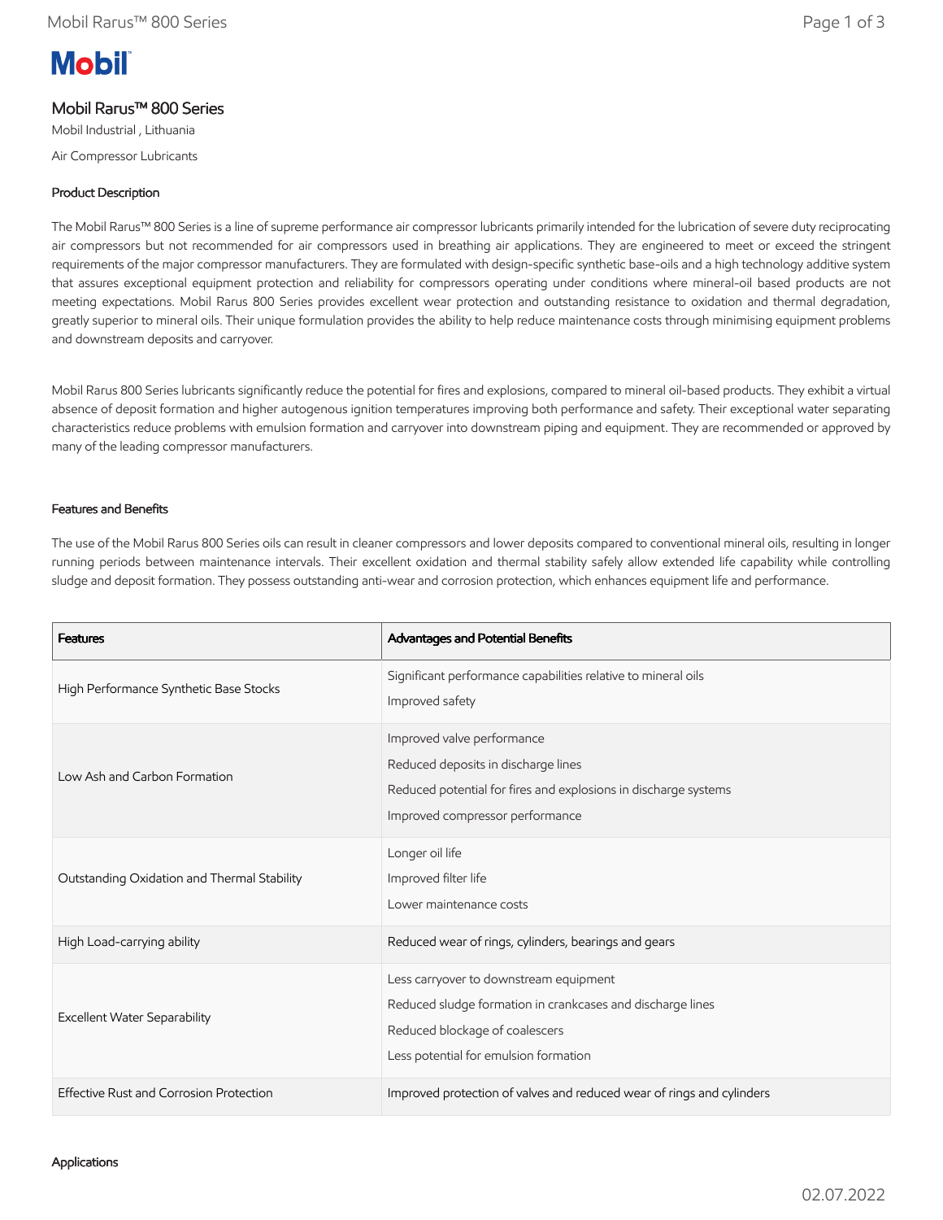Mobil

# Mobil Rarus™ 800 Series

Mobil Industrial , Lithuania

Air Compressor Lubricants

## Product Description

The Mobil Rarus™ 800 Series is a line of supreme performance air compressor lubricants primarily intended for the lubrication of severe duty reciprocating air compressors but not recommended for air compressors used in breathing air applications. They are engineered to meet or exceed the stringent requirements of the major compressor manufacturers. They are formulated with design-specific synthetic base-oils and a high technology additive system that assures exceptional equipment protection and reliability for compressors operating under conditions where mineral-oil based products are not meeting expectations. Mobil Rarus 800 Series provides excellent wear protection and outstanding resistance to oxidation and thermal degradation, greatly superior to mineral oils. Their unique formulation provides the ability to help reduce maintenance costs through minimising equipment problems and downstream deposits and carryover.

Mobil Rarus 800 Series lubricants significantly reduce the potential for fires and explosions, compared to mineral oil-based products. They exhibit a virtual absence of deposit formation and higher autogenous ignition temperatures improving both performance and safety. Their exceptional water separating characteristics reduce problems with emulsion formation and carryover into downstream piping and equipment. They are recommended or approved by many of the leading compressor manufacturers.

## Features and Benefits

The use of the Mobil Rarus 800 Series oils can result in cleaner compressors and lower deposits compared to conventional mineral oils, resulting in longer running periods between maintenance intervals. Their excellent oxidation and thermal stability safely allow extended life capability while controlling sludge and deposit formation. They possess outstanding anti-wear and corrosion protection, which enhances equipment life and performance.

| Features | Advantages and Potential Benefits |
| --- | --- |
| High Performance Synthetic Base Stocks | Significant performance capabilities relative to mineral oils<br>Improved safety |
| Low Ash and Carbon Formation | Improved valve performance<br>Reduced deposits in discharge lines<br>Reduced potential for fires and explosions in discharge systems<br>Improved compressor performance |
| Outstanding Oxidation and Thermal Stability | Longer oil life<br>Improved filter life<br>Lower maintenance costs |
| High Load-carrying ability | Reduced wear of rings, cylinders, bearings and gears |
| Excellent Water Separability | Less carryover to downstream equipment<br>Reduced sludge formation in crankcases and discharge lines<br>Reduced blockage of coalescers<br>Less potential for emulsion formation |
| Effective Rust and Corrosion Protection | Improved protection of valves and reduced wear of rings and cylinders |

## Applications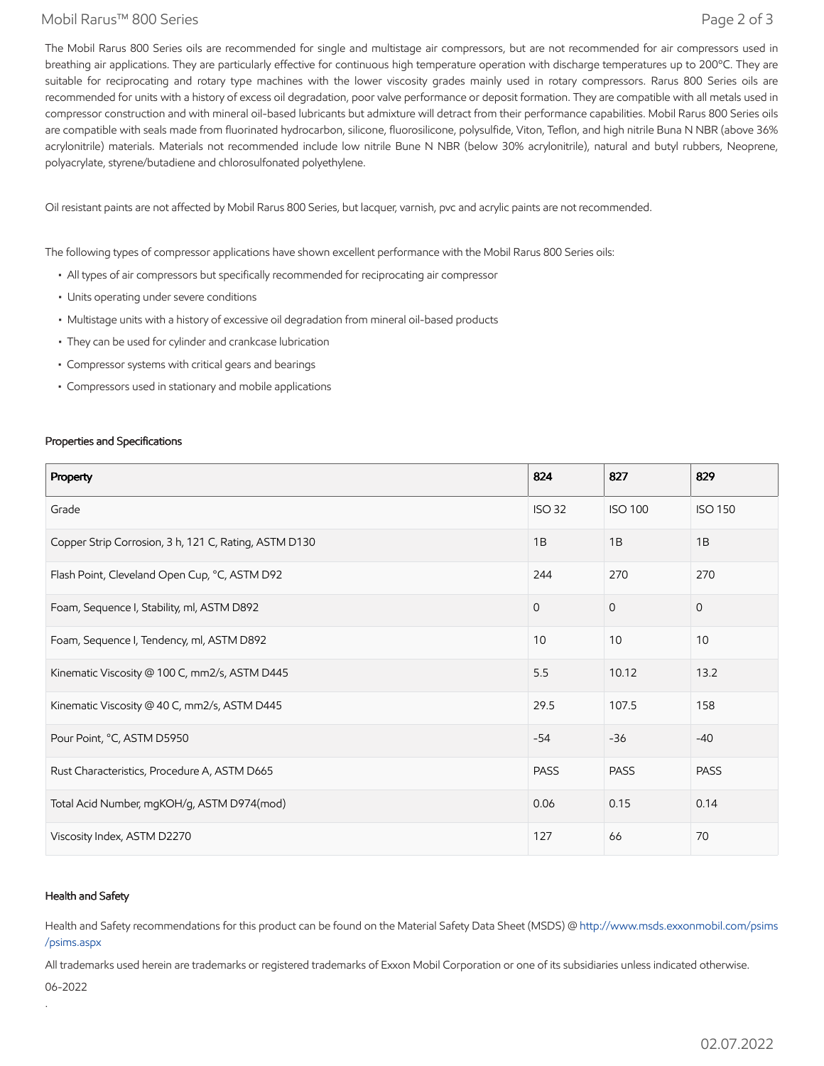The Mobil Rarus 800 Series oils are recommended for single and multistage air compressors, but are not recommended for air compressors used in breathing air applications. They are particularly effective for continuous high temperature operation with discharge temperatures up to 200ºC. They are suitable for reciprocating and rotary type machines with the lower viscosity grades mainly used in rotary compressors. Rarus 800 Series oils are recommended for units with a history of excess oil degradation, poor valve performance or deposit formation. They are compatible with all metals used in compressor construction and with mineral oil-based lubricants but admixture will detract from their performance capabilities. Mobil Rarus 800 Series oils are compatible with seals made from fluorinated hydrocarbon, silicone, fluorosilicone, polysulfide, Viton, Teflon, and high nitrile Buna N NBR (above 36% acrylonitrile) materials. Materials not recommended include low nitrile Bune N NBR (below 30% acrylonitrile), natural and butyl rubbers, Neoprene, polyacrylate, styrene/butadiene and chlorosulfonated polyethylene.

Oil resistant paints are not affected by Mobil Rarus 800 Series, but lacquer, varnish, pvc and acrylic paints are not recommended.

The following types of compressor applications have shown excellent performance with the Mobil Rarus 800 Series oils:

- All types of air compressors but specifically recommended for reciprocating air compressor
- Units operating under severe conditions
- Multistage units with a history of excessive oil degradation from mineral oil-based products
- They can be used for cylinder and crankcase lubrication
- Compressor systems with critical gears and bearings
- Compressors used in stationary and mobile applications

### Properties and Specifications

| Property | 824 | 827 | 829 |
| --- | --- | --- | --- |
| Grade | ISO 32 | ISO 100 | ISO 150 |
| Copper Strip Corrosion, 3 h, 121 C, Rating, ASTM D130 | 1B | 1B | 1B |
| Flash Point, Cleveland Open Cup, °C, ASTM D92 | 244 | 270 | 270 |
| Foam, Sequence I, Stability, ml, ASTM D892 | 0 | 0 | 0 |
| Foam, Sequence I, Tendency, ml, ASTM D892 | 10 | 10 | 10 |
| Kinematic Viscosity @ 100 C, mm2/s, ASTM D445 | 5.5 | 10.12 | 13.2 |
| Kinematic Viscosity @ 40 C, mm2/s, ASTM D445 | 29.5 | 107.5 | 158 |
| Pour Point, °C, ASTM D5950 | -54 | -36 | -40 |
| Rust Characteristics, Procedure A, ASTM D665 | PASS | PASS | PASS |
| Total Acid Number, mgKOH/g, ASTM D974(mod) | 0.06 | 0.15 | 0.14 |
| Viscosity Index, ASTM D2270 | 127 | 66 | 70 |

### Health and Safety

Health and Safety recommendations for this product can be found on the Material Safety Data Sheet (MSDS) @ http://www.msds.exxonmobil.com/psims/psims.aspx

All trademarks used herein are trademarks or registered trademarks of Exxon Mobil Corporation or one of its subsidiaries unless indicated otherwise.

06-2022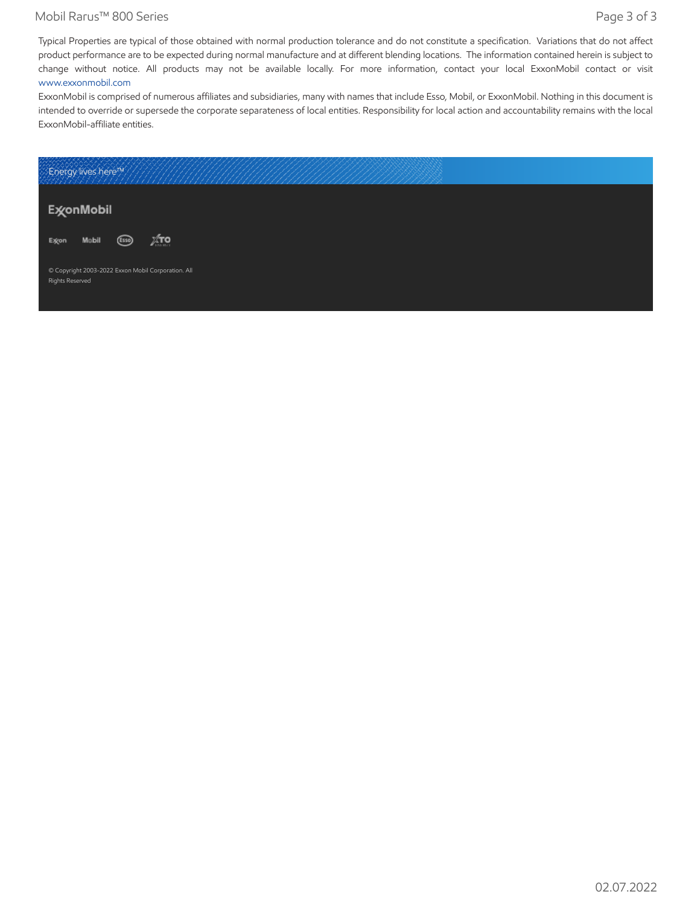Typical Properties are typical of those obtained with normal production tolerance and do not constitute a specification. Variations that do not affect product performance are to be expected during normal manufacture and at different blending locations. The information contained herein is subject to change without notice. All products may not be available locally. For more information, contact your local ExxonMobil contact or visit www.exxonmobil.com

ExxonMobil is comprised of numerous affiliates and subsidiaries, many with names that include Esso, Mobil, or ExxonMobil. Nothing in this document is intended to override or supersede the corporate separateness of local entities. Responsibility for local action and accountability remains with the local ExxonMobil-affiliate entities.

Energy lives here™

ExxonMobil

Exxon Mobil Esso XTO

© Copyright 2003-2022 Exxon Mobil Corporation. All Rights Reserved

02.07.2022